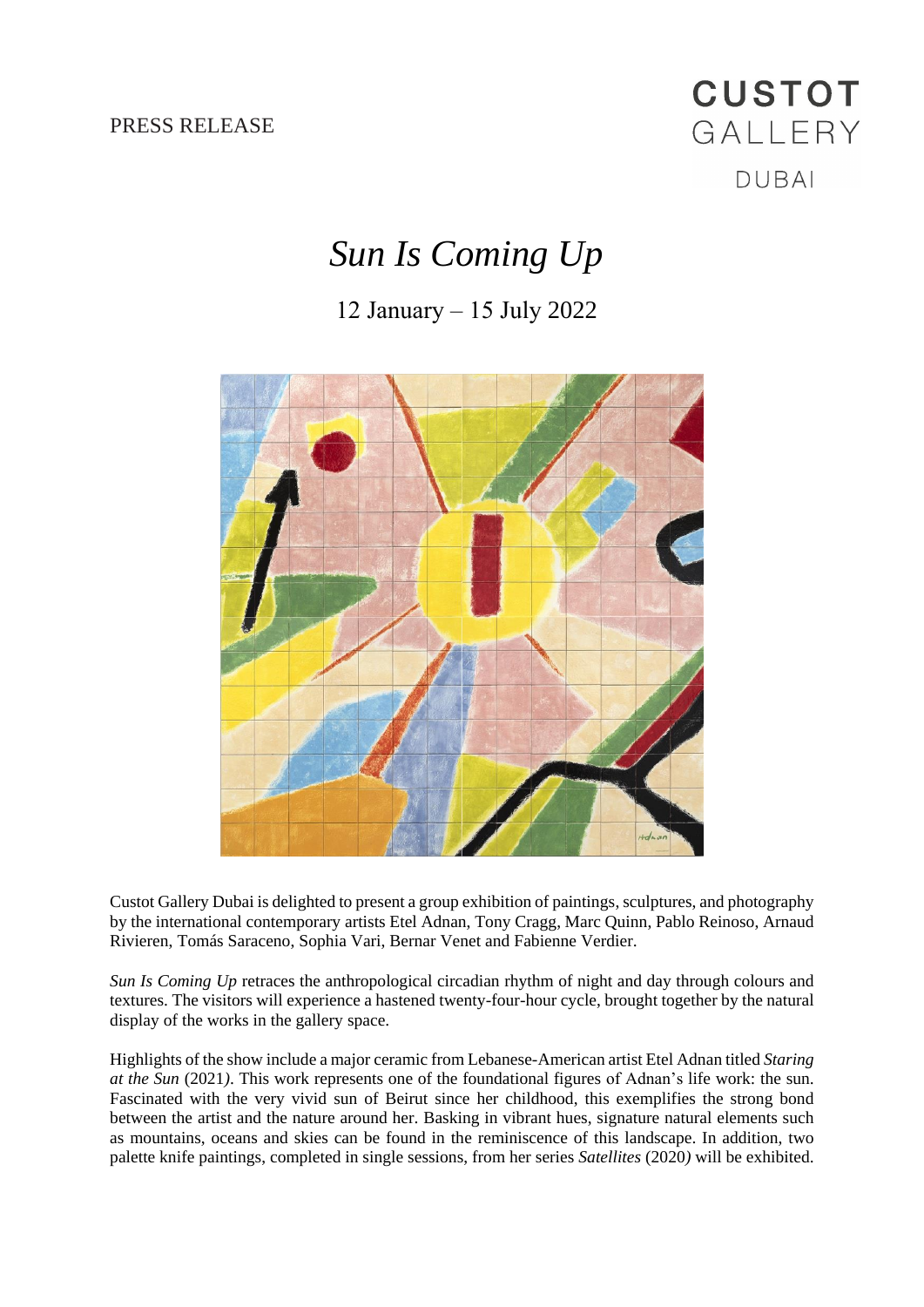PRESS RELEASE

CUSTOT GALLERY DUBAI

# *Sun Is Coming Up*

12 January – 15 July 2022

Custot Gallery Dubai is delighted to present a group exhibition of paintings, sculptures, and photography by the international contemporary artists Etel Adnan, Tony Cragg, Marc Quinn, Pablo Reinoso, Arnaud Rivieren, Tomás Saraceno, Sophia Vari, Bernar Venet and Fabienne Verdier.

*Sun Is Coming Up* retraces the anthropological circadian rhythm of night and day through colours and textures. The visitors will experience a hastened twenty-four-hour cycle, brought together by the natural display of the works in the gallery space.

Highlights of the show include a major ceramic from Lebanese-American artist Etel Adnan titled *Staring at the Sun* (2021). This work represents one of the foundational figures of Adnan's life work: the sun. Fascinated with the very vivid sun of Beirut since her childhood, this exemplifies the strong bond between the artist and the nature around her. Basking in vibrant hues, signature natural elements such as mountains, oceans and skies can be found in the reminiscence of this landscape. In addition, two palette knife paintings, completed in single sessions, from her series *Satellites* (2020) will be exhibited.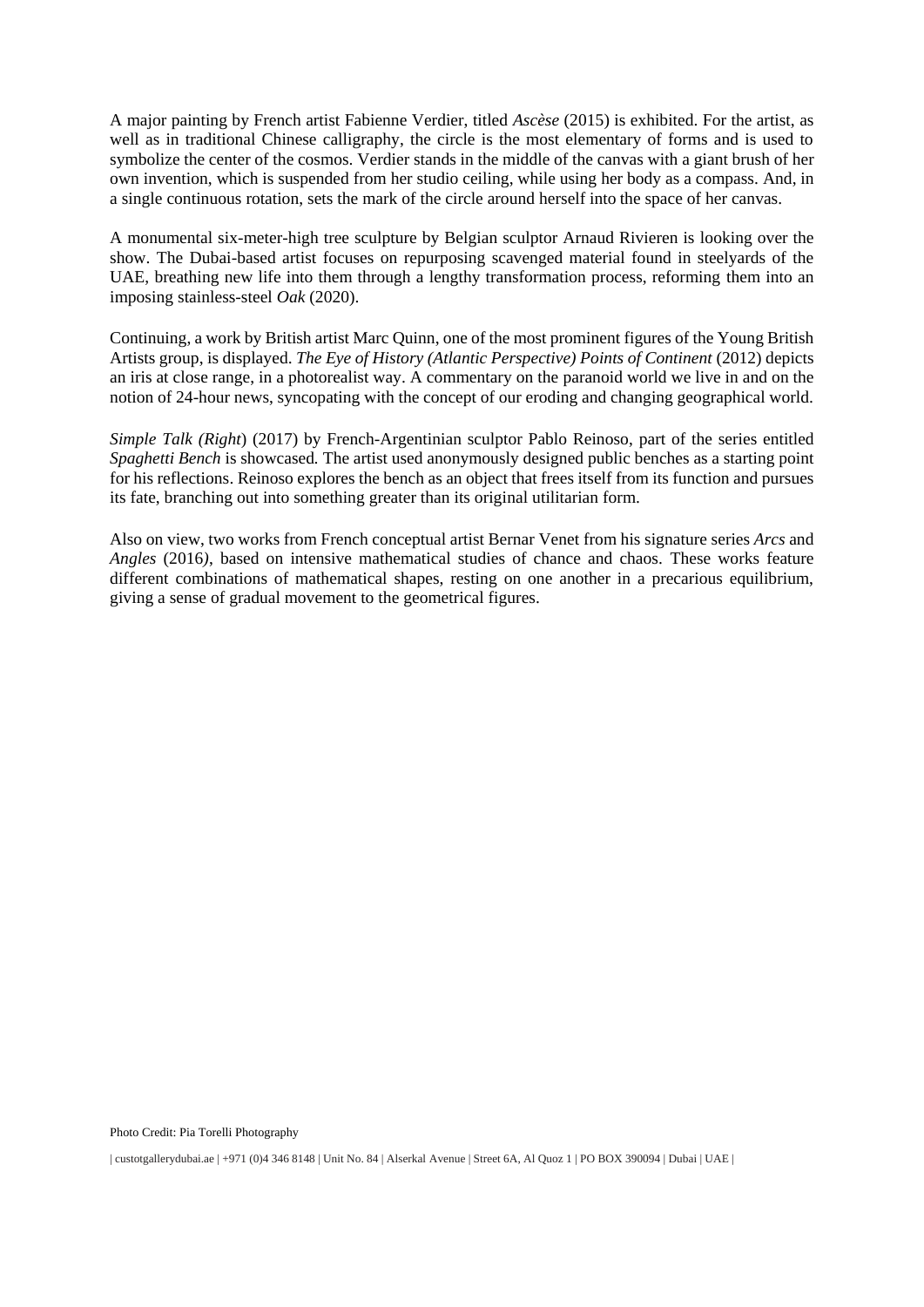A major painting by French artist Fabienne Verdier, titled *Ascèse* (2015) is exhibited. For the artist, as well as in traditional Chinese calligraphy, the circle is the most elementary of forms and is used to symbolize the center of the cosmos. Verdier stands in the middle of the canvas with a giant brush of her own invention, which is suspended from her studio ceiling, while using her body as a compass. And, in a single continuous rotation, sets the mark of the circle around herself into the space of her canvas.

A monumental six-meter-high tree sculpture by Belgian sculptor Arnaud Rivieren is looking over the show. The Dubai-based artist focuses on repurposing scavenged material found in steelyards of the UAE, breathing new life into them through a lengthy transformation process, reforming them into an imposing stainless-steel *Oak* (2020).

Continuing, a work by British artist Marc Quinn, one of the most prominent figures of the Young British Artists group, is displayed. *The Eye of History (Atlantic Perspective) Points of Continent* (2012) depicts an iris at close range, in a photorealist way. A commentary on the paranoid world we live in and on the notion of 24-hour news, syncopating with the concept of our eroding and changing geographical world.

*Simple Talk (Right*) (2017) by French-Argentinian sculptor Pablo Reinoso, part of the series entitled *Spaghetti Bench* is showcased. The artist used anonymously designed public benches as a starting point for his reflections. Reinoso explores the bench as an object that frees itself from its function and pursues its fate, branching out into something greater than its original utilitarian form.

Also on view, two works from French conceptual artist Bernar Venet from his signature series *Arcs* and *Angles* (2016*)*, based on intensive mathematical studies of chance and chaos. These works feature different combinations of mathematical shapes, resting on one another in a precarious equilibrium, giving a sense of gradual movement to the geometrical figures.

Photo Credit: Pia Torelli Photography

| custotgallerydubai.ae | +971 (0)4 346 8148 | Unit No. 84 | Alserkal Avenue | Street 6A, Al Quoz 1 | PO BOX 390094 | Dubai | UAE |